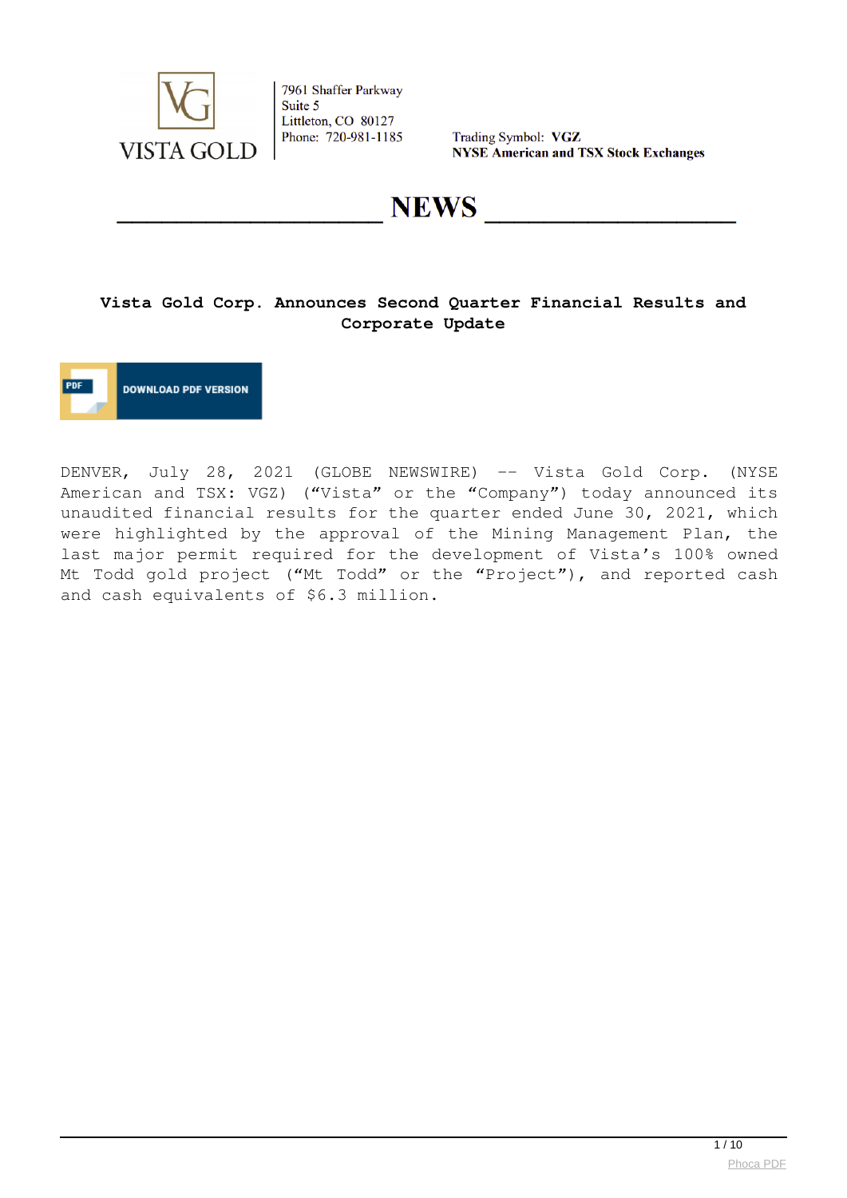VISTA GOLD

7961 Shaffer Parkway
Suite 5
Littleton, CO 80127
Phone: 720-981-1185

Trading Symbol: **VGZ**
**NYSE American and TSX Stock Exchanges**

# NEWS

## Vista Gold Corp. Announces Second Quarter Financial Results and Corporate Update

DOWNLOAD PDF VERSION

DENVER, July 28, 2021 (GLOBE NEWSWIRE) -- Vista Gold Corp. (NYSE American and TSX: VGZ) ("Vista" or the "Company") today announced its unaudited financial results for the quarter ended June 30, 2021, which were highlighted by the approval of the Mining Management Plan, the last major permit required for the development of Vista's 100% owned Mt Todd gold project ("Mt Todd" or the "Project"), and reported cash and cash equivalents of $6.3 million.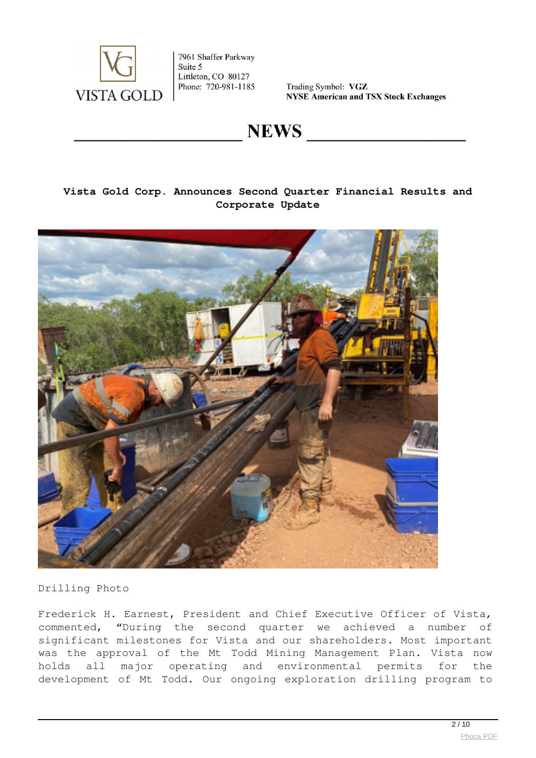# Vista Gold Corp. Announces Second Quarter Financial Results and Corporate Update

Drilling Photo

Frederick H. Earnest, President and Chief Executive Officer of Vista, commented, “During the second quarter we achieved a number of significant milestones for Vista and our shareholders. Most important was the approval of the Mt Todd Mining Management Plan. Vista now holds all major operating and environmental permits for the development of Mt Todd. Our ongoing exploration drilling program to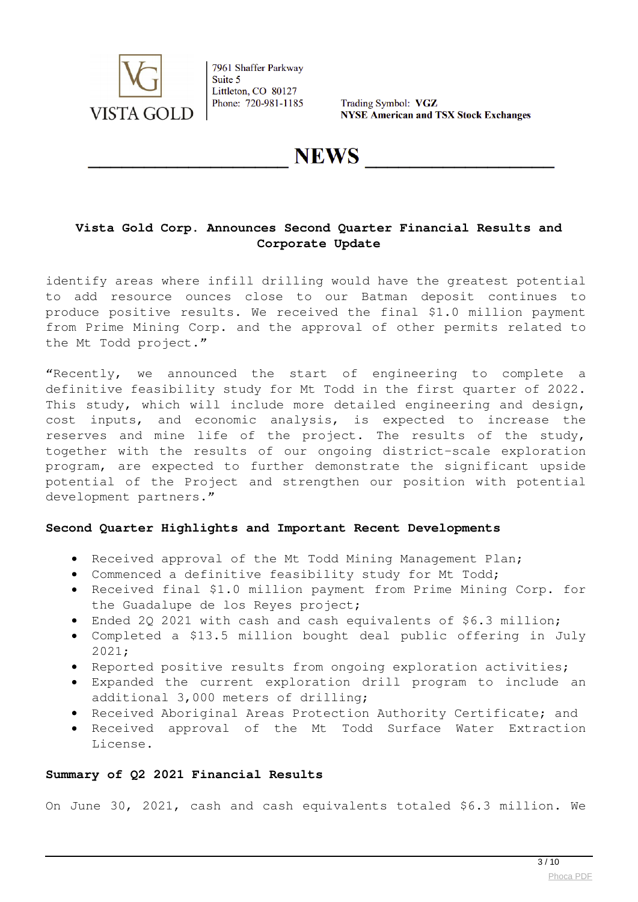### Vista Gold Corp. Announces Second Quarter Financial Results and Corporate Update

identify areas where infill drilling would have the greatest potential to add resource ounces close to our Batman deposit continues to produce positive results. We received the final $1.0 million payment from Prime Mining Corp. and the approval of other permits related to the Mt Todd project."

"Recently, we announced the start of engineering to complete a definitive feasibility study for Mt Todd in the first quarter of 2022. This study, which will include more detailed engineering and design, cost inputs, and economic analysis, is expected to increase the reserves and mine life of the project. The results of the study, together with the results of our ongoing district-scale exploration program, are expected to further demonstrate the significant upside potential of the Project and strengthen our position with potential development partners."

**Second Quarter Highlights and Important Recent Developments**

- Received approval of the Mt Todd Mining Management Plan;
- Commenced a definitive feasibility study for Mt Todd;
- Received final $1.0 million payment from Prime Mining Corp. for the Guadalupe de los Reyes project;
- Ended 2Q 2021 with cash and cash equivalents of $6.3 million;
- Completed a $13.5 million bought deal public offering in July 2021;
- Reported positive results from ongoing exploration activities;
- Expanded the current exploration drill program to include an additional 3,000 meters of drilling;
- Received Aboriginal Areas Protection Authority Certificate; and
- Received approval of the Mt Todd Surface Water Extraction License.

**Summary of Q2 2021 Financial Results**

On June 30, 2021, cash and cash equivalents totaled $6.3 million. We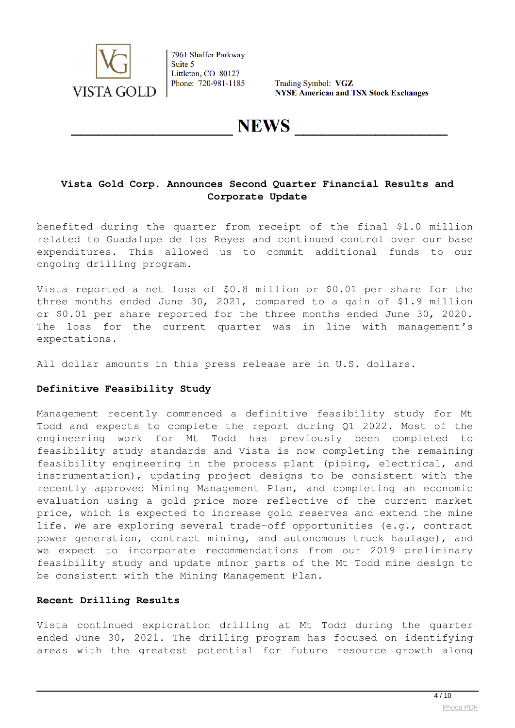benefited during the quarter from receipt of the final $1.0 million related to Guadalupe de los Reyes and continued control over our base expenditures. This allowed us to commit additional funds to our ongoing drilling program.

Vista reported a net loss of $0.8 million or $0.01 per share for the three months ended June 30, 2021, compared to a gain of $1.9 million or $0.01 per share reported for the three months ended June 30, 2020. The loss for the current quarter was in line with management's expectations.

All dollar amounts in this press release are in U.S. dollars.

**Definitive Feasibility Study**

Management recently commenced a definitive feasibility study for Mt Todd and expects to complete the report during Q1 2022. Most of the engineering work for Mt Todd has previously been completed to feasibility study standards and Vista is now completing the remaining feasibility engineering in the process plant (piping, electrical, and instrumentation), updating project designs to be consistent with the recently approved Mining Management Plan, and completing an economic evaluation using a gold price more reflective of the current market price, which is expected to increase gold reserves and extend the mine life. We are exploring several trade-off opportunities (e.g., contract power generation, contract mining, and autonomous truck haulage), and we expect to incorporate recommendations from our 2019 preliminary feasibility study and update minor parts of the Mt Todd mine design to be consistent with the Mining Management Plan.

**Recent Drilling Results**

Vista continued exploration drilling at Mt Todd during the quarter ended June 30, 2021. The drilling program has focused on identifying areas with the greatest potential for future resource growth along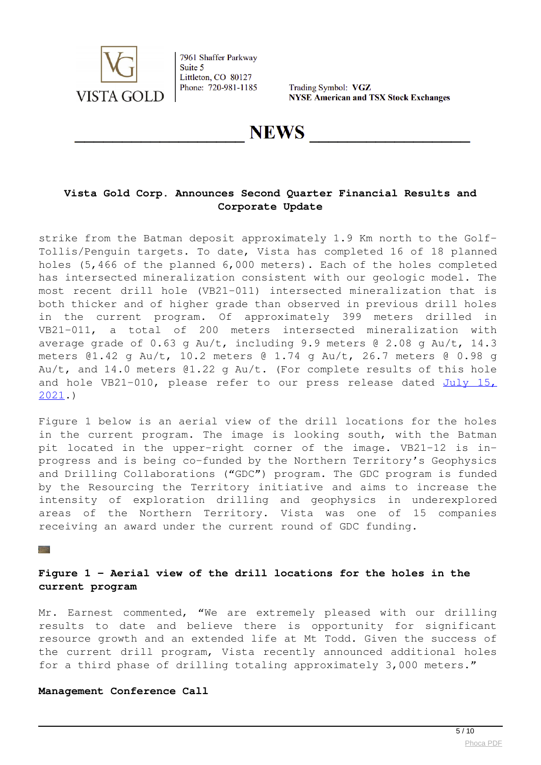### Vista Gold Corp. Announces Second Quarter Financial Results and Corporate Update

strike from the Batman deposit approximately 1.9 Km north to the Golf-Tollis/Penguin targets. To date, Vista has completed 16 of 18 planned holes (5,466 of the planned 6,000 meters). Each of the holes completed has intersected mineralization consistent with our geologic model. The most recent drill hole (VB21-011) intersected mineralization that is both thicker and of higher grade than observed in previous drill holes in the current program. Of approximately 399 meters drilled in VB21-011, a total of 200 meters intersected mineralization with average grade of 0.63 g Au/t, including 9.9 meters @ 2.08 g Au/t, 14.3 meters @1.42 g Au/t, 10.2 meters @ 1.74 g Au/t, 26.7 meters @ 0.98 g Au/t, and 14.0 meters @1.22 g Au/t. (For complete results of this hole and hole VB21-010, please refer to our press release dated [July 15, 2021](#).)

Figure 1 below is an aerial view of the drill locations for the holes in the current program. The image is looking south, with the Batman pit located in the upper-right corner of the image. VB21-12 is in-progress and is being co-funded by the Northern Territory's Geophysics and Drilling Collaborations ("GDC") program. The GDC program is funded by the Resourcing the Territory initiative and aims to increase the intensity of exploration drilling and geophysics in underexplored areas of the Northern Territory. Vista was one of 15 companies receiving an award under the current round of GDC funding.

**Figure 1 – Aerial view of the drill locations for the holes in the current program**

Mr. Earnest commented, "We are extremely pleased with our drilling results to date and believe there is opportunity for significant resource growth and an extended life at Mt Todd. Given the success of the current drill program, Vista recently announced additional holes for a third phase of drilling totaling approximately 3,000 meters."

**Management Conference Call**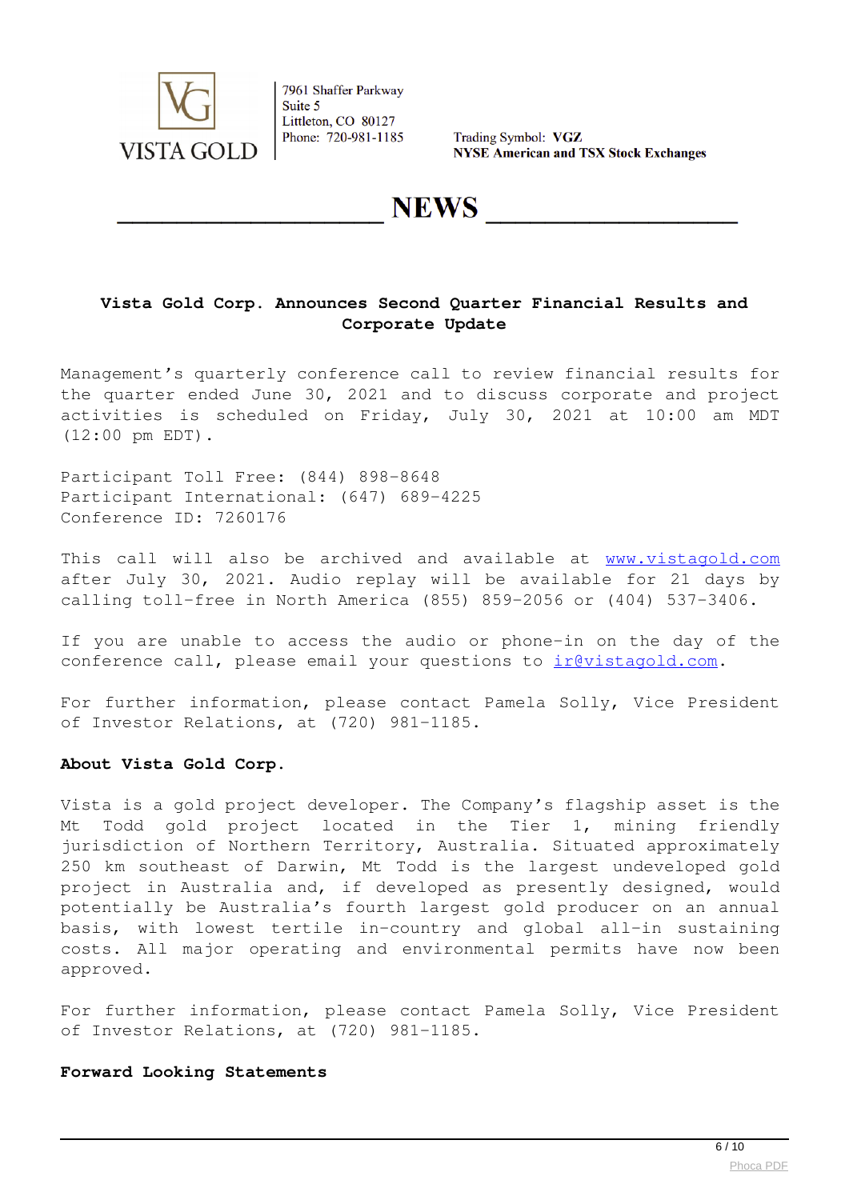VISTA GOLD

7961 Shaffer Parkway
Suite 5
Littleton, CO 80127
Phone: 720-981-1185

Trading Symbol: **VGZ**
**NYSE American and TSX Stock Exchanges**

# NEWS

**Vista Gold Corp. Announces Second Quarter Financial Results and Corporate Update**

Management's quarterly conference call to review financial results for the quarter ended June 30, 2021 and to discuss corporate and project activities is scheduled on Friday, July 30, 2021 at 10:00 am MDT (12:00 pm EDT).

Participant Toll Free: (844) 898-8648
Participant International: (647) 689-4225
Conference ID: 7260176

This call will also be archived and available at www.vistagold.com after July 30, 2021. Audio replay will be available for 21 days by calling toll-free in North America (855) 859-2056 or (404) 537-3406.

If you are unable to access the audio or phone-in on the day of the conference call, please email your questions to ir@vistagold.com.

For further information, please contact Pamela Solly, Vice President of Investor Relations, at (720) 981-1185.

**About Vista Gold Corp.**

Vista is a gold project developer. The Company's flagship asset is the Mt Todd gold project located in the Tier 1, mining friendly jurisdiction of Northern Territory, Australia. Situated approximately 250 km southeast of Darwin, Mt Todd is the largest undeveloped gold project in Australia and, if developed as presently designed, would potentially be Australia's fourth largest gold producer on an annual basis, with lowest tertile in-country and global all-in sustaining costs. All major operating and environmental permits have now been approved.

For further information, please contact Pamela Solly, Vice President of Investor Relations, at (720) 981-1185.

**Forward Looking Statements**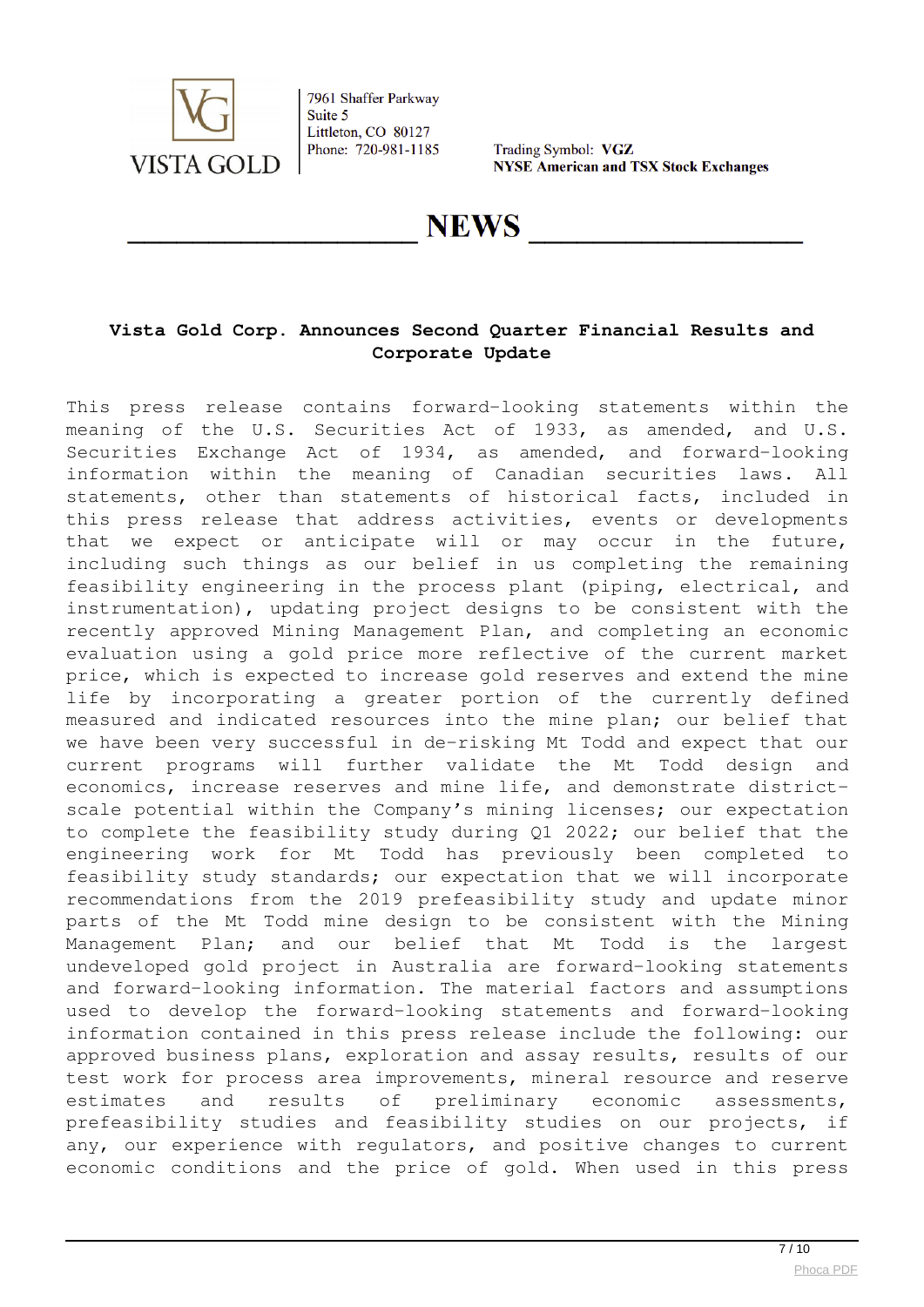7961 Shaffer Parkway
Suite 5
Littleton, CO 80127
Phone: 720-981-1185

VISTA GOLD

Trading Symbol: **VGZ**
**NYSE American and TSX Stock Exchanges**

# NEWS

### Vista Gold Corp. Announces Second Quarter Financial Results and Corporate Update

This press release contains forward-looking statements within the meaning of the U.S. Securities Act of 1933, as amended, and U.S. Securities Exchange Act of 1934, as amended, and forward-looking information within the meaning of Canadian securities laws. All statements, other than statements of historical facts, included in this press release that address activities, events or developments that we expect or anticipate will or may occur in the future, including such things as our belief in us completing the remaining feasibility engineering in the process plant (piping, electrical, and instrumentation), updating project designs to be consistent with the recently approved Mining Management Plan, and completing an economic evaluation using a gold price more reflective of the current market price, which is expected to increase gold reserves and extend the mine life by incorporating a greater portion of the currently defined measured and indicated resources into the mine plan; our belief that we have been very successful in de-risking Mt Todd and expect that our current programs will further validate the Mt Todd design and economics, increase reserves and mine life, and demonstrate district-scale potential within the Company's mining licenses; our expectation to complete the feasibility study during Q1 2022; our belief that the engineering work for Mt Todd has previously been completed to feasibility study standards; our expectation that we will incorporate recommendations from the 2019 prefeasibility study and update minor parts of the Mt Todd mine design to be consistent with the Mining Management Plan; and our belief that Mt Todd is the largest undeveloped gold project in Australia are forward-looking statements and forward-looking information. The material factors and assumptions used to develop the forward-looking statements and forward-looking information contained in this press release include the following: our approved business plans, exploration and assay results, results of our test work for process area improvements, mineral resource and reserve estimates and results of preliminary economic assessments, prefeasibility studies and feasibility studies on our projects, if any, our experience with regulators, and positive changes to current economic conditions and the price of gold. When used in this press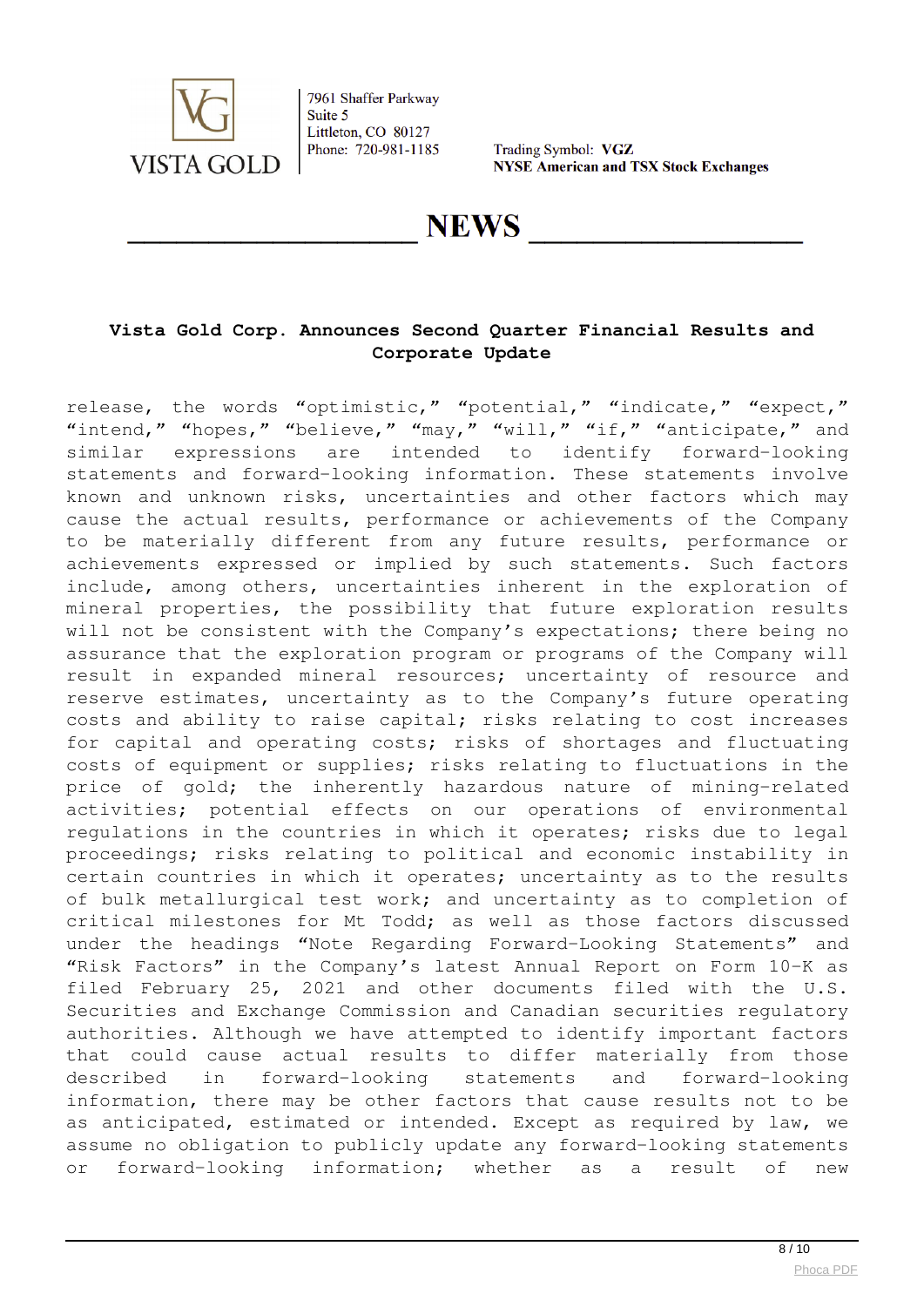release, the words “optimistic,” “potential,” “indicate,” “expect,” “intend,” “hopes,” “believe,” “may,” “will,” “if,” “anticipate,” and similar expressions are intended to identify forward-looking statements and forward-looking information. These statements involve known and unknown risks, uncertainties and other factors which may cause the actual results, performance or achievements of the Company to be materially different from any future results, performance or achievements expressed or implied by such statements. Such factors include, among others, uncertainties inherent in the exploration of mineral properties, the possibility that future exploration results will not be consistent with the Company’s expectations; there being no assurance that the exploration program or programs of the Company will result in expanded mineral resources; uncertainty of resource and reserve estimates, uncertainty as to the Company’s future operating costs and ability to raise capital; risks relating to cost increases for capital and operating costs; risks of shortages and fluctuating costs of equipment or supplies; risks relating to fluctuations in the price of gold; the inherently hazardous nature of mining-related activities; potential effects on our operations of environmental regulations in the countries in which it operates; risks due to legal proceedings; risks relating to political and economic instability in certain countries in which it operates; uncertainty as to the results of bulk metallurgical test work; and uncertainty as to completion of critical milestones for Mt Todd; as well as those factors discussed under the headings “Note Regarding Forward-Looking Statements” and “Risk Factors” in the Company’s latest Annual Report on Form 10-K as filed February 25, 2021 and other documents filed with the U.S. Securities and Exchange Commission and Canadian securities regulatory authorities. Although we have attempted to identify important factors that could cause actual results to differ materially from those described in forward-looking statements and forward-looking information, there may be other factors that cause results not to be as anticipated, estimated or intended. Except as required by law, we assume no obligation to publicly update any forward-looking statements or forward-looking information; whether as a result of new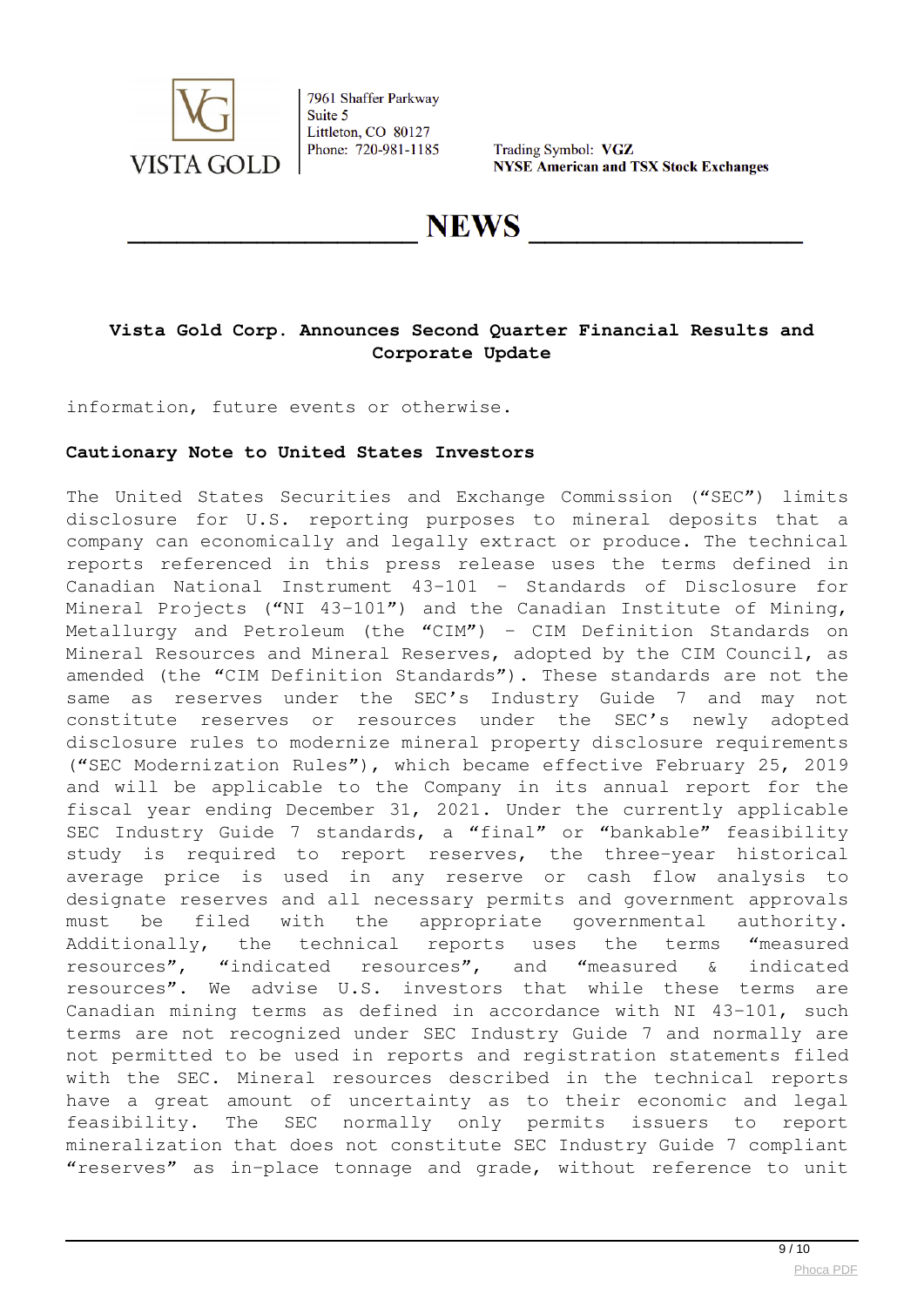information, future events or otherwise.

**Cautionary Note to United States Investors**

The United States Securities and Exchange Commission ("SEC") limits disclosure for U.S. reporting purposes to mineral deposits that a company can economically and legally extract or produce. The technical reports referenced in this press release uses the terms defined in Canadian National Instrument 43-101 - Standards of Disclosure for Mineral Projects ("NI 43-101") and the Canadian Institute of Mining, Metallurgy and Petroleum (the "CIM") - CIM Definition Standards on Mineral Resources and Mineral Reserves, adopted by the CIM Council, as amended (the "CIM Definition Standards"). These standards are not the same as reserves under the SEC's Industry Guide 7 and may not constitute reserves or resources under the SEC's newly adopted disclosure rules to modernize mineral property disclosure requirements ("SEC Modernization Rules"), which became effective February 25, 2019 and will be applicable to the Company in its annual report for the fiscal year ending December 31, 2021. Under the currently applicable SEC Industry Guide 7 standards, a "final" or "bankable" feasibility study is required to report reserves, the three-year historical average price is used in any reserve or cash flow analysis to designate reserves and all necessary permits and government approvals must be filed with the appropriate governmental authority. Additionally, the technical reports uses the terms "measured resources", "indicated resources", and "measured & indicated resources". We advise U.S. investors that while these terms are Canadian mining terms as defined in accordance with NI 43-101, such terms are not recognized under SEC Industry Guide 7 and normally are not permitted to be used in reports and registration statements filed with the SEC. Mineral resources described in the technical reports have a great amount of uncertainty as to their economic and legal feasibility. The SEC normally only permits issuers to report mineralization that does not constitute SEC Industry Guide 7 compliant "reserves" as in-place tonnage and grade, without reference to unit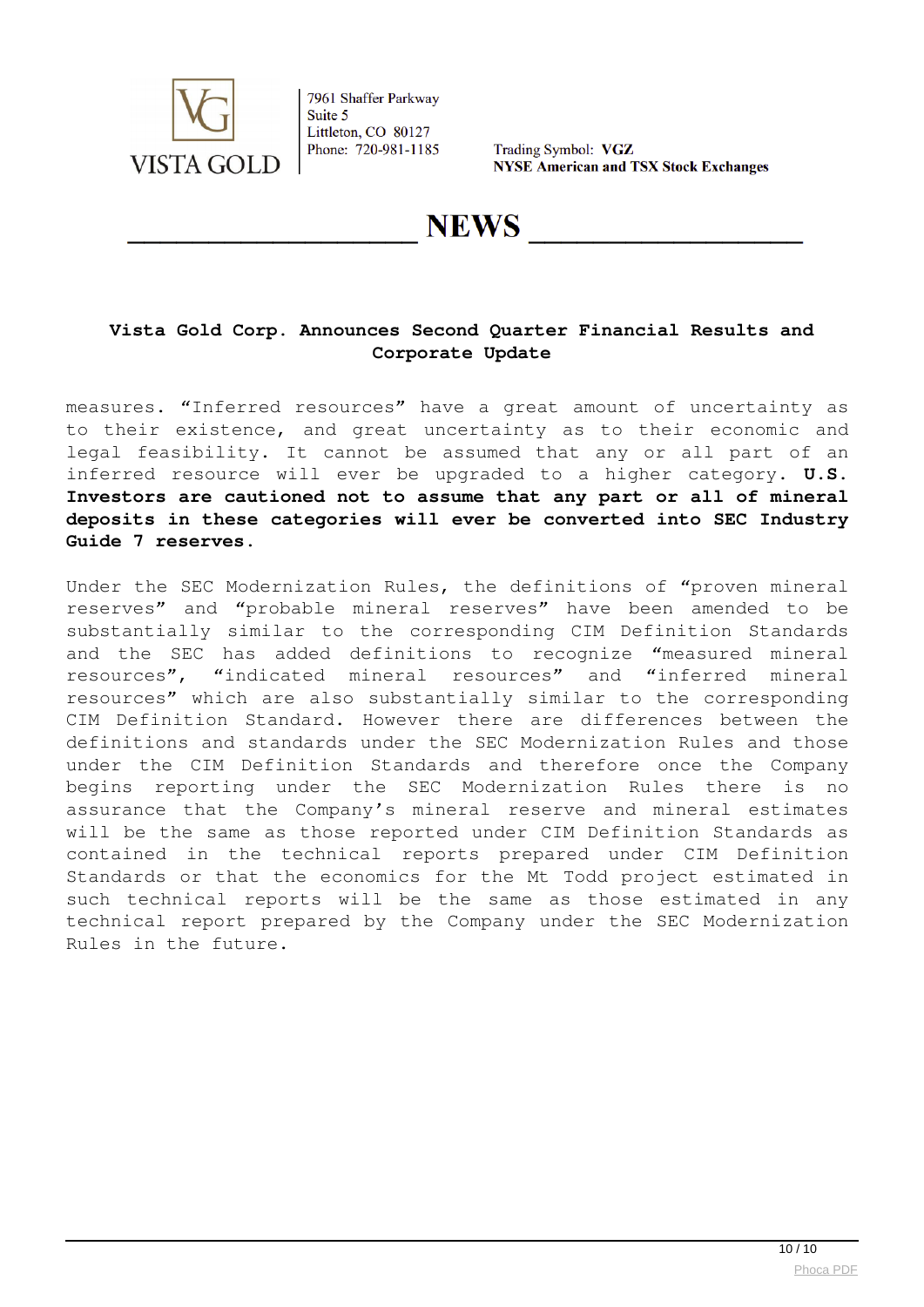measures. "Inferred resources" have a great amount of uncertainty as to their existence, and great uncertainty as to their economic and legal feasibility. It cannot be assumed that any or all part of an inferred resource will ever be upgraded to a higher category. **U.S. Investors are cautioned not to assume that any part or all of mineral deposits in these categories will ever be converted into SEC Industry Guide 7 reserves.**

Under the SEC Modernization Rules, the definitions of "proven mineral reserves" and "probable mineral reserves" have been amended to be substantially similar to the corresponding CIM Definition Standards and the SEC has added definitions to recognize "measured mineral resources", "indicated mineral resources" and "inferred mineral resources" which are also substantially similar to the corresponding CIM Definition Standard. However there are differences between the definitions and standards under the SEC Modernization Rules and those under the CIM Definition Standards and therefore once the Company begins reporting under the SEC Modernization Rules there is no assurance that the Company's mineral reserve and mineral estimates will be the same as those reported under CIM Definition Standards as contained in the technical reports prepared under CIM Definition Standards or that the economics for the Mt Todd project estimated in such technical reports will be the same as those estimated in any technical report prepared by the Company under the SEC Modernization Rules in the future.